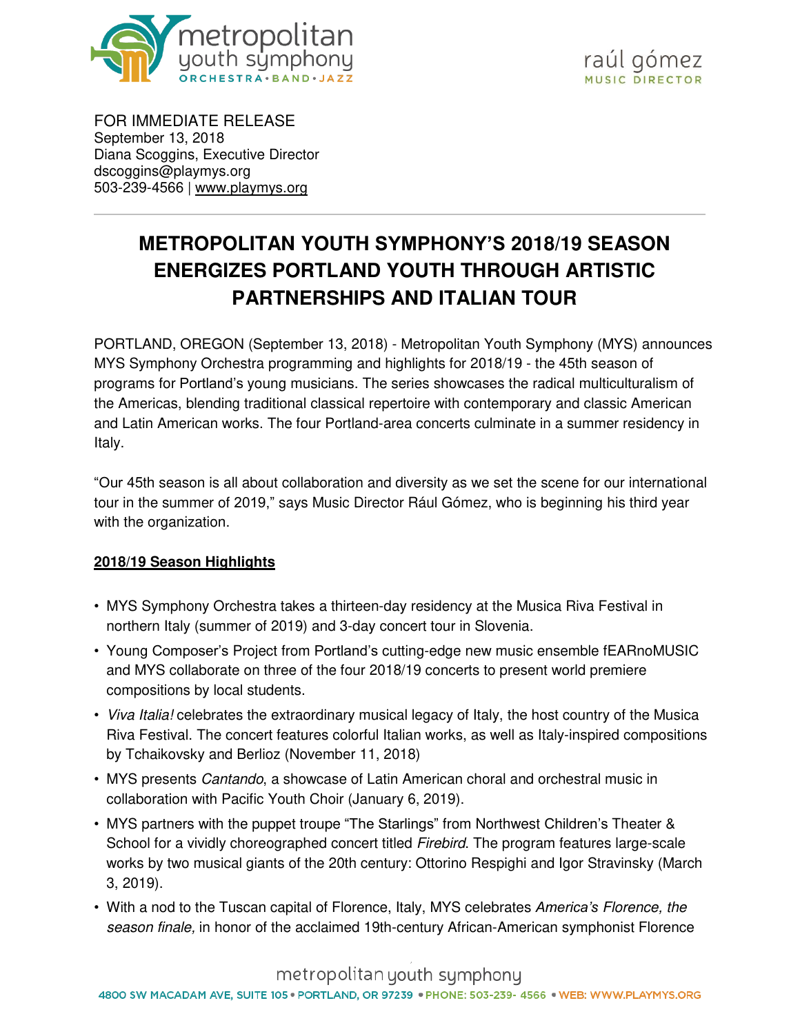metropolitan youth symphony
ORCHESTRA • BAND • JAZZ

raúl gómez
MUSIC DIRECTOR

FOR IMMEDIATE RELEASE
September 13, 2018
Diana Scoggins, Executive Director
dscoggins@playmys.org
503-239-4566 | www.playmys.org

# METROPOLITAN YOUTH SYMPHONY'S 2018/19 SEASON ENERGIZES PORTLAND YOUTH THROUGH ARTISTIC PARTNERSHIPS AND ITALIAN TOUR

PORTLAND, OREGON (September 13, 2018) - Metropolitan Youth Symphony (MYS) announces MYS Symphony Orchestra programming and highlights for 2018/19 - the 45th season of programs for Portland's young musicians. The series showcases the radical multiculturalism of the Americas, blending traditional classical repertoire with contemporary and classic American and Latin American works. The four Portland-area concerts culminate in a summer residency in Italy.

"Our 45th season is all about collaboration and diversity as we set the scene for our international tour in the summer of 2019," says Music Director Rául Gómez, who is beginning his third year with the organization.

## 2018/19 Season Highlights

- MYS Symphony Orchestra takes a thirteen-day residency at the Musica Riva Festival in northern Italy (summer of 2019) and 3-day concert tour in Slovenia.
- Young Composer's Project from Portland's cutting-edge new music ensemble fEARnoMUSIC and MYS collaborate on three of the four 2018/19 concerts to present world premiere compositions by local students.
- *Viva Italia!* celebrates the extraordinary musical legacy of Italy, the host country of the Musica Riva Festival. The concert features colorful Italian works, as well as Italy-inspired compositions by Tchaikovsky and Berlioz (November 11, 2018)
- MYS presents *Cantando*, a showcase of Latin American choral and orchestral music in collaboration with Pacific Youth Choir (January 6, 2019).
- MYS partners with the puppet troupe "The Starlings" from Northwest Children's Theater & School for a vividly choreographed concert titled *Firebird*. The program features large-scale works by two musical giants of the 20th century: Ottorino Respighi and Igor Stravinsky (March 3, 2019).
- With a nod to the Tuscan capital of Florence, Italy, MYS celebrates *America's Florence, the season finale,* in honor of the acclaimed 19th-century African-American symphonist Florence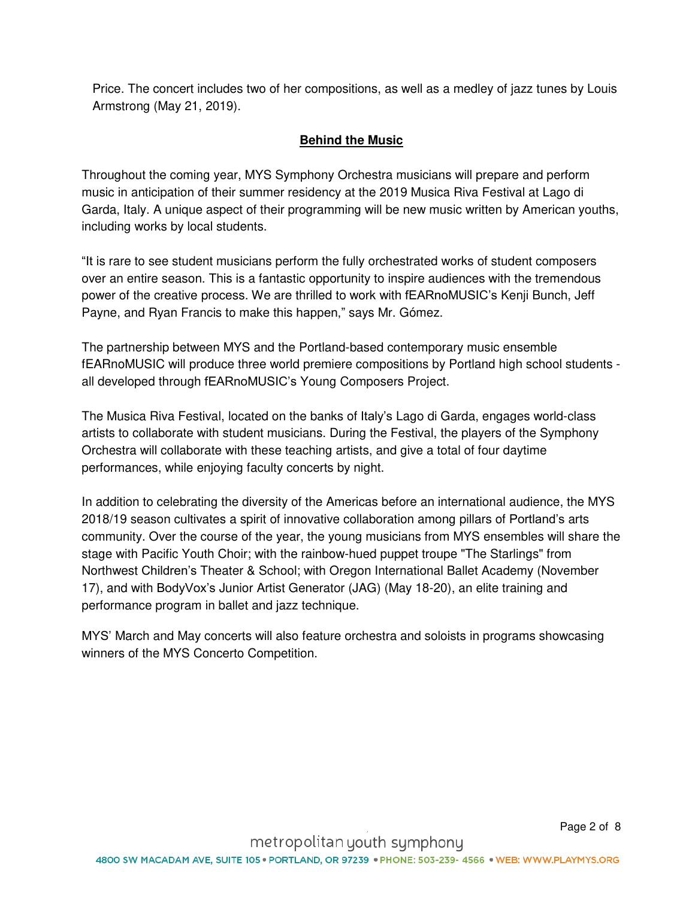Price. The concert includes two of her compositions, as well as a medley of jazz tunes by Louis Armstrong (May 21, 2019).

## **Behind the Music**

Throughout the coming year, MYS Symphony Orchestra musicians will prepare and perform music in anticipation of their summer residency at the 2019 Musica Riva Festival at Lago di Garda, Italy. A unique aspect of their programming will be new music written by American youths, including works by local students.

“It is rare to see student musicians perform the fully orchestrated works of student composers over an entire season. This is a fantastic opportunity to inspire audiences with the tremendous power of the creative process. We are thrilled to work with fEARnoMUSIC’s Kenji Bunch, Jeff Payne, and Ryan Francis to make this happen,” says Mr. Gómez.

The partnership between MYS and the Portland-based contemporary music ensemble fEARnoMUSIC will produce three world premiere compositions by Portland high school students - all developed through fEARnoMUSIC’s Young Composers Project.

The Musica Riva Festival, located on the banks of Italy’s Lago di Garda, engages world-class artists to collaborate with student musicians. During the Festival, the players of the Symphony Orchestra will collaborate with these teaching artists, and give a total of four daytime performances, while enjoying faculty concerts by night.

In addition to celebrating the diversity of the Americas before an international audience, the MYS 2018/19 season cultivates a spirit of innovative collaboration among pillars of Portland’s arts community. Over the course of the year, the young musicians from MYS ensembles will share the stage with Pacific Youth Choir; with the rainbow-hued puppet troupe "The Starlings" from Northwest Children’s Theater & School; with Oregon International Ballet Academy (November 17), and with BodyVox’s Junior Artist Generator (JAG) (May 18-20), an elite training and performance program in ballet and jazz technique.

MYS’ March and May concerts will also feature orchestra and soloists in programs showcasing winners of the MYS Concerto Competition.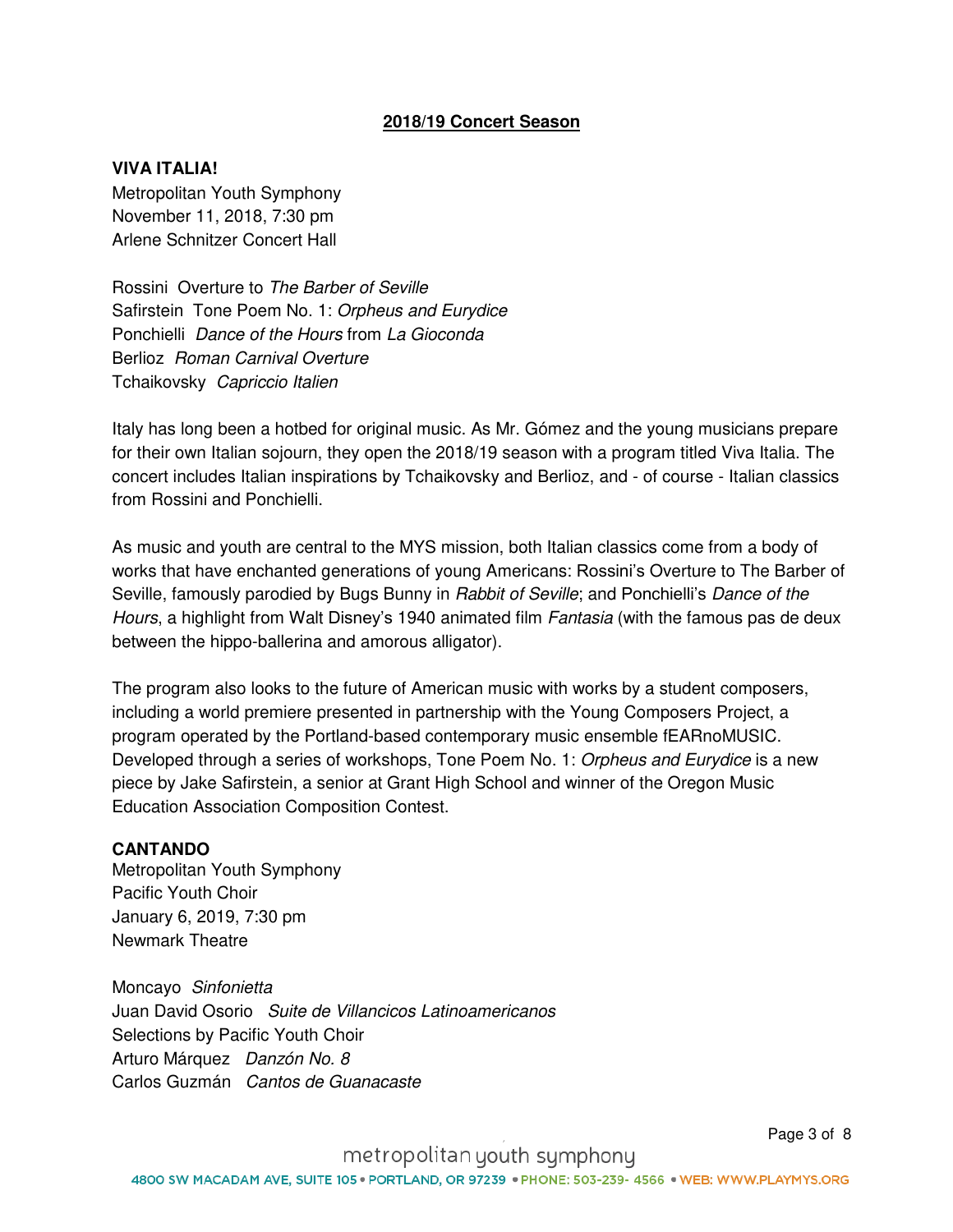## 2018/19 Concert Season

**VIVA ITALIA!**
Metropolitan Youth Symphony
November 11, 2018, 7:30 pm
Arlene Schnitzer Concert Hall

Rossini Overture to *The Barber of Seville*
Safirstein Tone Poem No. 1: *Orpheus and Eurydice*
Ponchielli *Dance of the Hours* from *La Gioconda*
Berlioz *Roman Carnival Overture*
Tchaikovsky *Capriccio Italien*

Italy has long been a hotbed for original music. As Mr. Gómez and the young musicians prepare for their own Italian sojourn, they open the 2018/19 season with a program titled Viva Italia. The concert includes Italian inspirations by Tchaikovsky and Berlioz, and - of course - Italian classics from Rossini and Ponchielli.

As music and youth are central to the MYS mission, both Italian classics come from a body of works that have enchanted generations of young Americans: Rossini's Overture to The Barber of Seville, famously parodied by Bugs Bunny in *Rabbit of Seville*; and Ponchielli's *Dance of the Hours*, a highlight from Walt Disney's 1940 animated film *Fantasia* (with the famous pas de deux between the hippo-ballerina and amorous alligator).

The program also looks to the future of American music with works by a student composers, including a world premiere presented in partnership with the Young Composers Project, a program operated by the Portland-based contemporary music ensemble fEARnoMUSIC. Developed through a series of workshops, Tone Poem No. 1: *Orpheus and Eurydice* is a new piece by Jake Safirstein, a senior at Grant High School and winner of the Oregon Music Education Association Composition Contest.

**CANTANDO**
Metropolitan Youth Symphony
Pacific Youth Choir
January 6, 2019, 7:30 pm
Newmark Theatre

Moncayo *Sinfonietta*
Juan David Osorio *Suite de Villancicos Latinoamericanos*
Selections by Pacific Youth Choir
Arturo Márquez *Danzón No. 8*
Carlos Guzmán *Cantos de Guanacaste*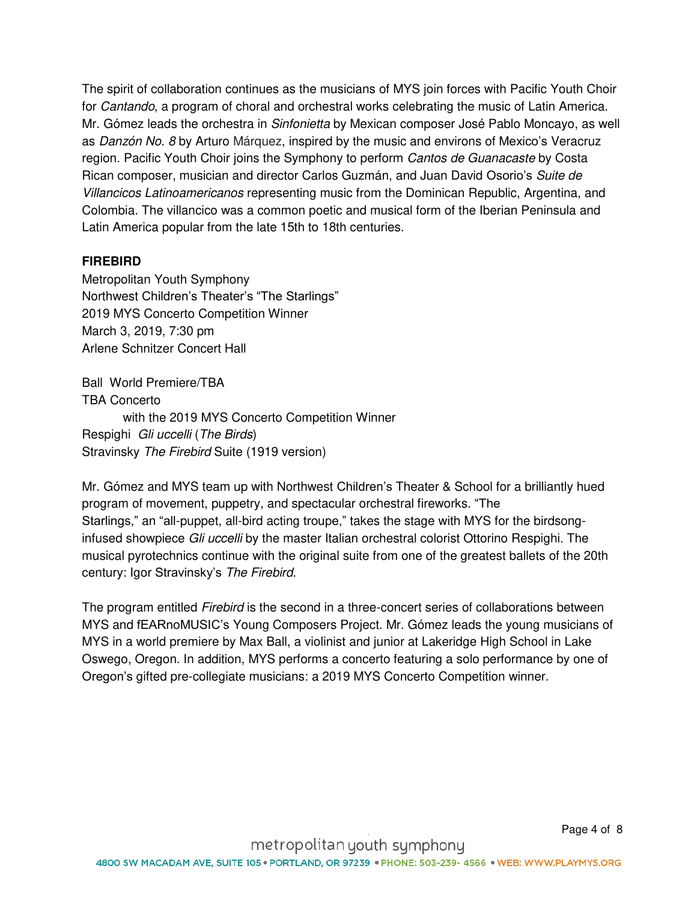The spirit of collaboration continues as the musicians of MYS join forces with Pacific Youth Choir for *Cantando*, a program of choral and orchestral works celebrating the music of Latin America. Mr. Gómez leads the orchestra in *Sinfonietta* by Mexican composer José Pablo Moncayo, as well as *Danzón No. 8* by Arturo Márquez, inspired by the music and environs of Mexico's Veracruz region. Pacific Youth Choir joins the Symphony to perform *Cantos de Guanacaste* by Costa Rican composer, musician and director Carlos Guzmán, and Juan David Osorio's *Suite de Villancicos Latinoamericanos* representing music from the Dominican Republic, Argentina, and Colombia. The villancico was a common poetic and musical form of the Iberian Peninsula and Latin America popular from the late 15th to 18th centuries.

**FIREBIRD**
Metropolitan Youth Symphony
Northwest Children's Theater's "The Starlings"
2019 MYS Concerto Competition Winner
March 3, 2019, 7:30 pm
Arlene Schnitzer Concert Hall

Ball World Premiere/TBA
TBA Concerto
with the 2019 MYS Concerto Competition Winner
Respighi *Gli uccelli* (*The Birds*)
Stravinsky *The Firebird* Suite (1919 version)

Mr. Gómez and MYS team up with Northwest Children's Theater & School for a brilliantly hued program of movement, puppetry, and spectacular orchestral fireworks. "The Starlings," an "all-puppet, all-bird acting troupe," takes the stage with MYS for the birdsong-infused showpiece *Gli uccelli* by the master Italian orchestral colorist Ottorino Respighi. The musical pyrotechnics continue with the original suite from one of the greatest ballets of the 20th century: Igor Stravinsky's *The Firebird*.

The program entitled *Firebird* is the second in a three-concert series of collaborations between MYS and fEARnoMUSIC's Young Composers Project. Mr. Gómez leads the young musicians of MYS in a world premiere by Max Ball, a violinist and junior at Lakeridge High School in Lake Oswego, Oregon. In addition, MYS performs a concerto featuring a solo performance by one of Oregon's gifted pre-collegiate musicians: a 2019 MYS Concerto Competition winner.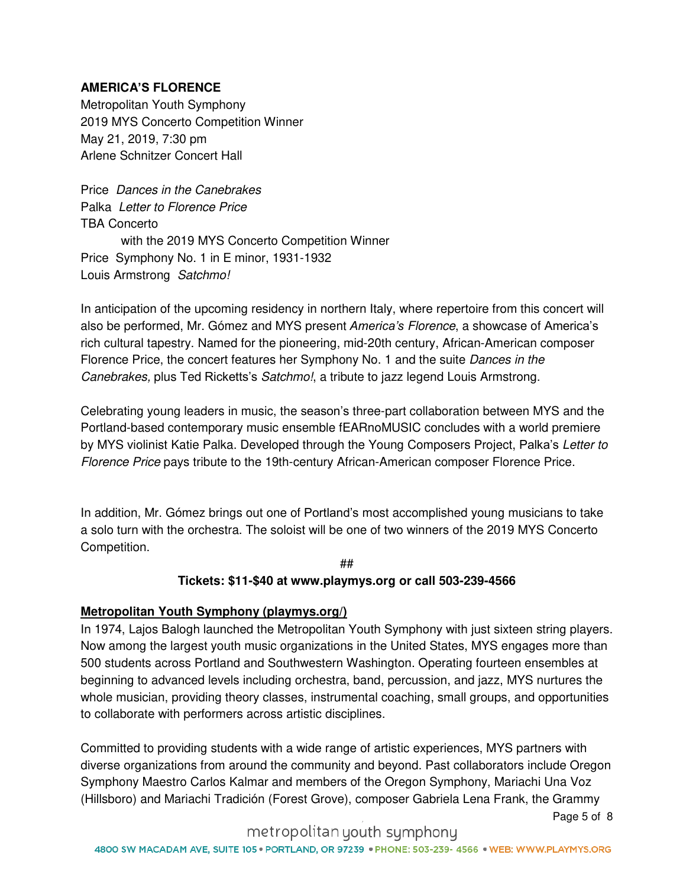**AMERICA'S FLORENCE**
Metropolitan Youth Symphony
2019 MYS Concerto Competition Winner
May 21, 2019, 7:30 pm
Arlene Schnitzer Concert Hall

Price *Dances in the Canebrakes*
Palka *Letter to Florence Price*
TBA Concerto
with the 2019 MYS Concerto Competition Winner
Price Symphony No. 1 in E minor, 1931-1932
Louis Armstrong *Satchmo!*

In anticipation of the upcoming residency in northern Italy, where repertoire from this concert will also be performed, Mr. Gómez and MYS present *America's Florence*, a showcase of America's rich cultural tapestry. Named for the pioneering, mid-20th century, African-American composer Florence Price, the concert features her Symphony No. 1 and the suite *Dances in the Canebrakes,* plus Ted Ricketts's *Satchmo!*, a tribute to jazz legend Louis Armstrong.

Celebrating young leaders in music, the season's three-part collaboration between MYS and the Portland-based contemporary music ensemble fEARnoMUSIC concludes with a world premiere by MYS violinist Katie Palka. Developed through the Young Composers Project, Palka's *Letter to Florence Price* pays tribute to the 19th-century African-American composer Florence Price.

In addition, Mr. Gómez brings out one of Portland's most accomplished young musicians to take a solo turn with the orchestra. The soloist will be one of two winners of the 2019 MYS Concerto Competition.

##

**Tickets: $11-$40 at www.playmys.org or call 503-239-4566**

**Metropolitan Youth Symphony (playmys.org/)**

In 1974, Lajos Balogh launched the Metropolitan Youth Symphony with just sixteen string players. Now among the largest youth music organizations in the United States, MYS engages more than 500 students across Portland and Southwestern Washington. Operating fourteen ensembles at beginning to advanced levels including orchestra, band, percussion, and jazz, MYS nurtures the whole musician, providing theory classes, instrumental coaching, small groups, and opportunities to collaborate with performers across artistic disciplines.

Committed to providing students with a wide range of artistic experiences, MYS partners with diverse organizations from around the community and beyond. Past collaborators include Oregon Symphony Maestro Carlos Kalmar and members of the Oregon Symphony, Mariachi Una Voz (Hillsboro) and Mariachi Tradición (Forest Grove), composer Gabriela Lena Frank, the Grammy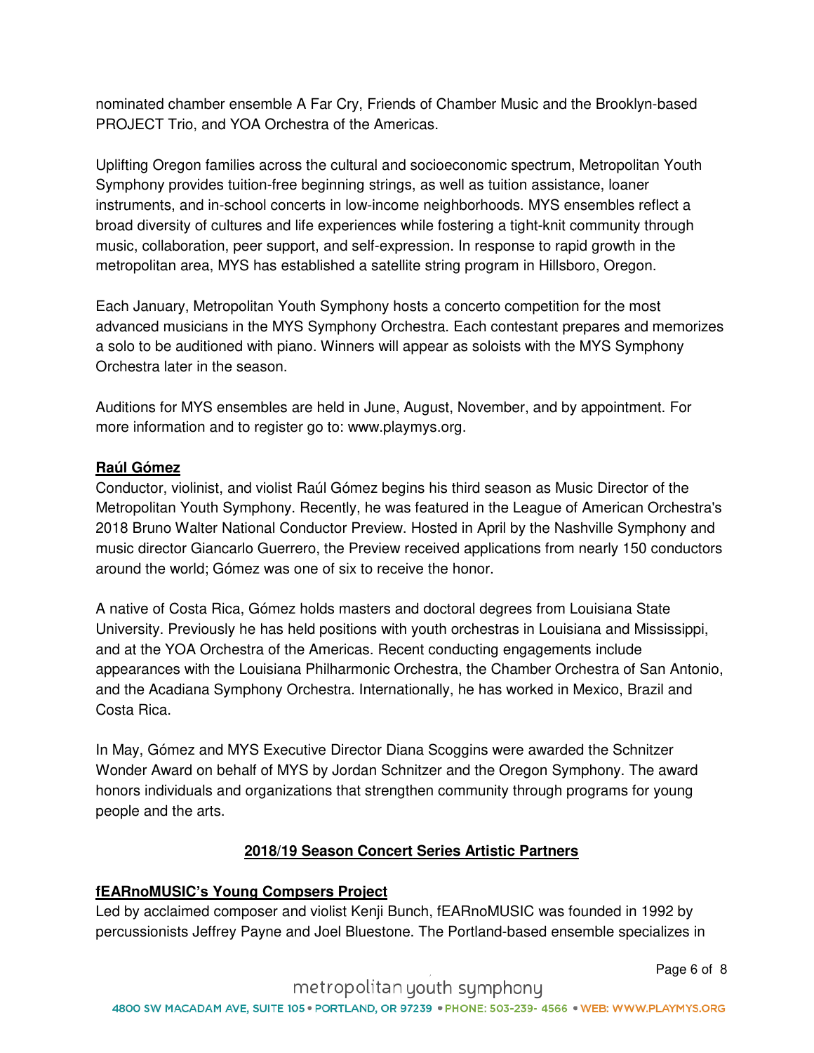nominated chamber ensemble A Far Cry, Friends of Chamber Music and the Brooklyn-based PROJECT Trio, and YOA Orchestra of the Americas.

Uplifting Oregon families across the cultural and socioeconomic spectrum, Metropolitan Youth Symphony provides tuition-free beginning strings, as well as tuition assistance, loaner instruments, and in-school concerts in low-income neighborhoods. MYS ensembles reflect a broad diversity of cultures and life experiences while fostering a tight-knit community through music, collaboration, peer support, and self-expression. In response to rapid growth in the metropolitan area, MYS has established a satellite string program in Hillsboro, Oregon.

Each January, Metropolitan Youth Symphony hosts a concerto competition for the most advanced musicians in the MYS Symphony Orchestra. Each contestant prepares and memorizes a solo to be auditioned with piano. Winners will appear as soloists with the MYS Symphony Orchestra later in the season.

Auditions for MYS ensembles are held in June, August, November, and by appointment. For more information and to register go to: www.playmys.org.

**Raúl Gómez**

Conductor, violinist, and violist Raúl Gómez begins his third season as Music Director of the Metropolitan Youth Symphony. Recently, he was featured in the League of American Orchestra's 2018 Bruno Walter National Conductor Preview. Hosted in April by the Nashville Symphony and music director Giancarlo Guerrero, the Preview received applications from nearly 150 conductors around the world; Gómez was one of six to receive the honor.

A native of Costa Rica, Gómez holds masters and doctoral degrees from Louisiana State University. Previously he has held positions with youth orchestras in Louisiana and Mississippi, and at the YOA Orchestra of the Americas. Recent conducting engagements include appearances with the Louisiana Philharmonic Orchestra, the Chamber Orchestra of San Antonio, and the Acadiana Symphony Orchestra. Internationally, he has worked in Mexico, Brazil and Costa Rica.

In May, Gómez and MYS Executive Director Diana Scoggins were awarded the Schnitzer Wonder Award on behalf of MYS by Jordan Schnitzer and the Oregon Symphony. The award honors individuals and organizations that strengthen community through programs for young people and the arts.

## 2018/19 Season Concert Series Artistic Partners

**fEARnoMUSIC's Young Compsers Project**

Led by acclaimed composer and violist Kenji Bunch, fEARnoMUSIC was founded in 1992 by percussionists Jeffrey Payne and Joel Bluestone. The Portland-based ensemble specializes in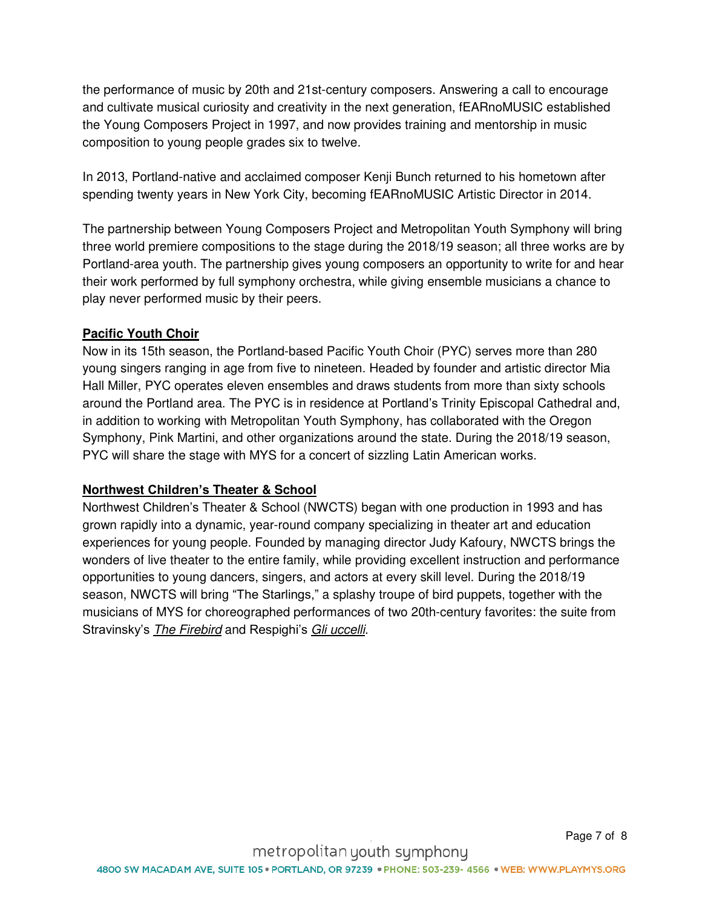the performance of music by 20th and 21st-century composers. Answering a call to encourage and cultivate musical curiosity and creativity in the next generation, fEARnoMUSIC established the Young Composers Project in 1997, and now provides training and mentorship in music composition to young people grades six to twelve.

In 2013, Portland-native and acclaimed composer Kenji Bunch returned to his hometown after spending twenty years in New York City, becoming fEARnoMUSIC Artistic Director in 2014.

The partnership between Young Composers Project and Metropolitan Youth Symphony will bring three world premiere compositions to the stage during the 2018/19 season; all three works are by Portland-area youth. The partnership gives young composers an opportunity to write for and hear their work performed by full symphony orchestra, while giving ensemble musicians a chance to play never performed music by their peers.

**Pacific Youth Choir**

Now in its 15th season, the Portland-based Pacific Youth Choir (PYC) serves more than 280 young singers ranging in age from five to nineteen. Headed by founder and artistic director Mia Hall Miller, PYC operates eleven ensembles and draws students from more than sixty schools around the Portland area. The PYC is in residence at Portland's Trinity Episcopal Cathedral and, in addition to working with Metropolitan Youth Symphony, has collaborated with the Oregon Symphony, Pink Martini, and other organizations around the state. During the 2018/19 season, PYC will share the stage with MYS for a concert of sizzling Latin American works.

**Northwest Children's Theater & School**

Northwest Children's Theater & School (NWCTS) began with one production in 1993 and has grown rapidly into a dynamic, year-round company specializing in theater art and education experiences for young people. Founded by managing director Judy Kafoury, NWCTS brings the wonders of live theater to the entire family, while providing excellent instruction and performance opportunities to young dancers, singers, and actors at every skill level. During the 2018/19 season, NWCTS will bring "The Starlings," a splashy troupe of bird puppets, together with the musicians of MYS for choreographed performances of two 20th-century favorites: the suite from Stravinsky's *The Firebird* and Respighi's *Gli uccelli*.